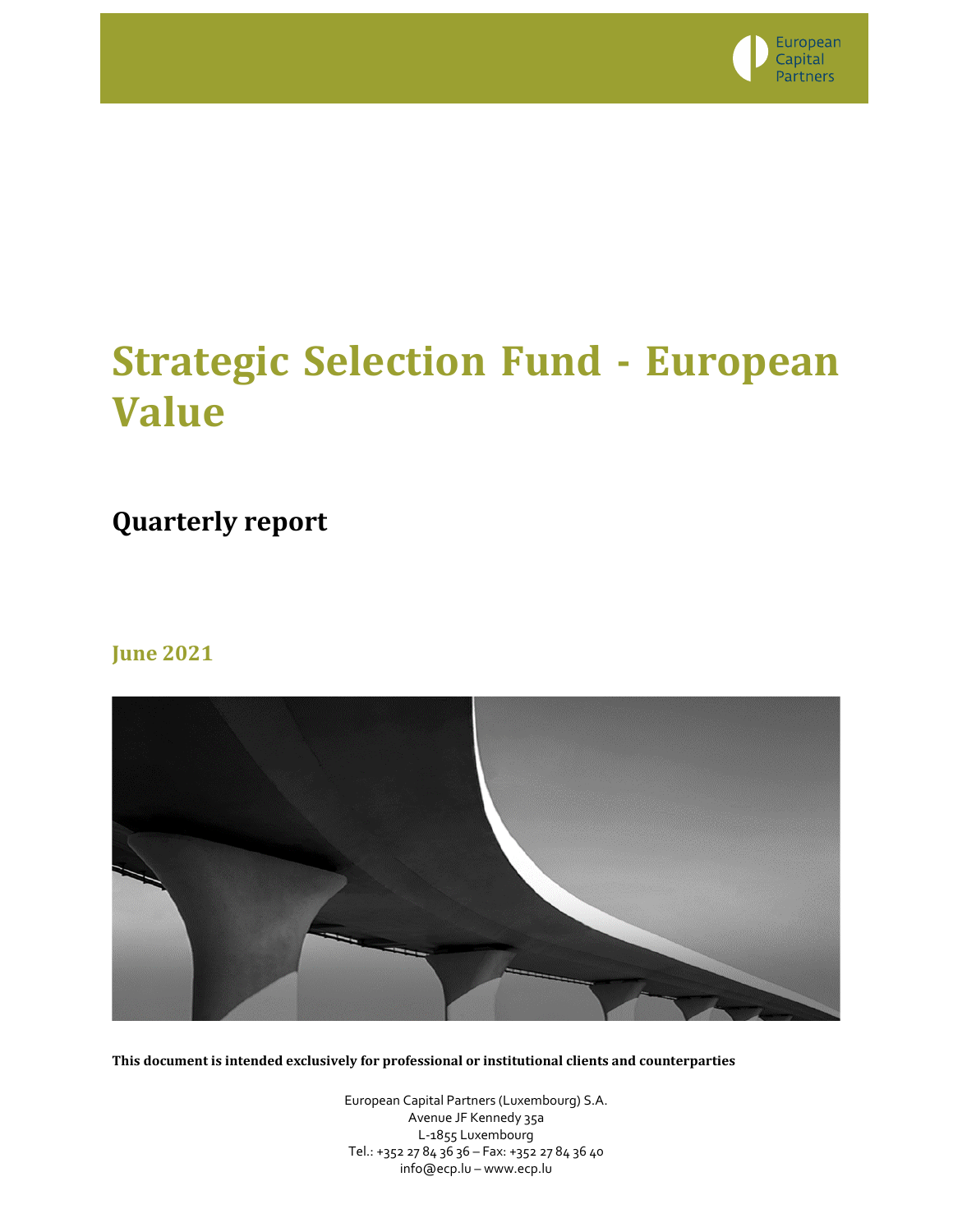European Capital Partners

# Strategic Selection Fund - European Value

## Quarterly report

### June 2021

**This document is intended exclusively for professional or institutional clients and counterparties**

European Capital Partners (Luxembourg) S.A.
Avenue JF Kennedy 35a
L-1855 Luxembourg
Tel.: +352 27 84 36 36 – Fax: +352 27 84 36 40
info@ecp.lu – www.ecp.lu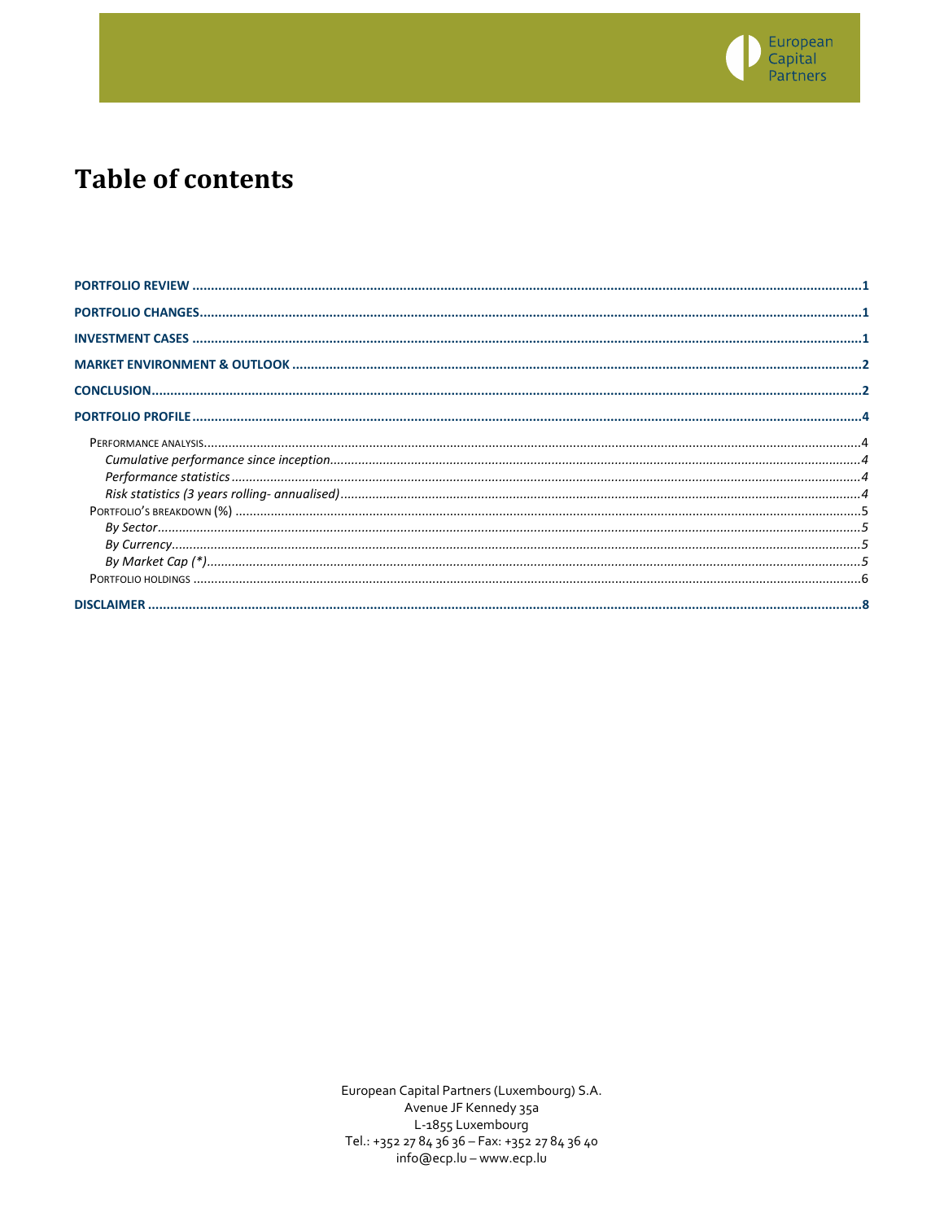# Table of contents

**PORTFOLIO REVIEW** .......... 1

**PORTFOLIO CHANGES** .......... 1

**INVESTMENT CASES** .......... 1

**MARKET ENVIRONMENT & OUTLOOK** .......... 2

**CONCLUSION** .......... 2

**PORTFOLIO PROFILE** .......... 4

- PERFORMANCE ANALYSIS .......... 4
  - *Cumulative performance since inception* .......... 4
  - *Performance statistics* .......... 4
  - *Risk statistics (3 years rolling- annualised)* .......... 4
- PORTFOLIO'S BREAKDOWN (%) .......... 5
  - *By Sector* .......... 5
  - *By Currency* .......... 5
  - *By Market Cap (\*)* .......... 5
- PORTFOLIO HOLDINGS .......... 6

**DISCLAIMER** .......... 8

European Capital Partners (Luxembourg) S.A.
Avenue JF Kennedy 35a
L-1855 Luxembourg
Tel.: +352 27 84 36 36 – Fax: +352 27 84 36 40
info@ecp.lu – www.ecp.lu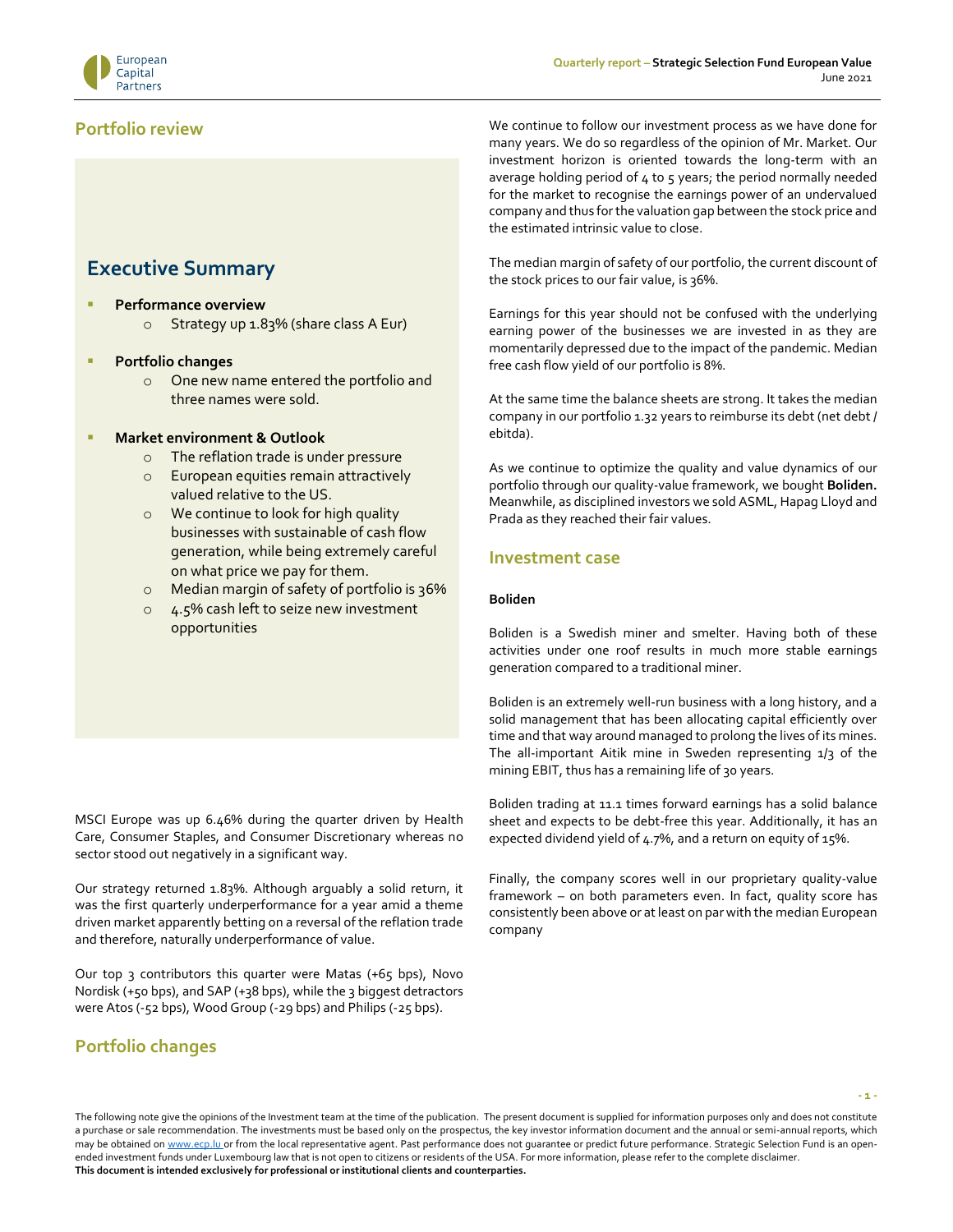## Portfolio review

## Executive Summary

- **Performance overview**
  - Strategy up 1.83% (share class A Eur)
- **Portfolio changes**
  - One new name entered the portfolio and three names were sold.
- **Market environment & Outlook**
  - The reflation trade is under pressure
  - European equities remain attractively valued relative to the US.
  - We continue to look for high quality businesses with sustainable of cash flow generation, while being extremely careful on what price we pay for them.
  - Median margin of safety of portfolio is 36%
  - 4.5% cash left to seize new investment opportunities

MSCI Europe was up 6.46% during the quarter driven by Health Care, Consumer Staples, and Consumer Discretionary whereas no sector stood out negatively in a significant way.

Our strategy returned 1.83%. Although arguably a solid return, it was the first quarterly underperformance for a year amid a theme driven market apparently betting on a reversal of the reflation trade and therefore, naturally underperformance of value.

Our top 3 contributors this quarter were Matas (+65 bps), Novo Nordisk (+50 bps), and SAP (+38 bps), while the 3 biggest detractors were Atos (-52 bps), Wood Group (-29 bps) and Philips (-25 bps).

## Portfolio changes

We continue to follow our investment process as we have done for many years. We do so regardless of the opinion of Mr. Market. Our investment horizon is oriented towards the long-term with an average holding period of 4 to 5 years; the period normally needed for the market to recognise the earnings power of an undervalued company and thus for the valuation gap between the stock price and the estimated intrinsic value to close.

The median margin of safety of our portfolio, the current discount of the stock prices to our fair value, is 36%.

Earnings for this year should not be confused with the underlying earning power of the businesses we are invested in as they are momentarily depressed due to the impact of the pandemic. Median free cash flow yield of our portfolio is 8%.

At the same time the balance sheets are strong. It takes the median company in our portfolio 1.32 years to reimburse its debt (net debt / ebitda).

As we continue to optimize the quality and value dynamics of our portfolio through our quality-value framework, we bought **Boliden.** Meanwhile, as disciplined investors we sold ASML, Hapag Lloyd and Prada as they reached their fair values.

## Investment case

**Boliden**

Boliden is a Swedish miner and smelter. Having both of these activities under one roof results in much more stable earnings generation compared to a traditional miner.

Boliden is an extremely well-run business with a long history, and a solid management that has been allocating capital efficiently over time and that way around managed to prolong the lives of its mines. The all-important Aitik mine in Sweden representing 1/3 of the mining EBIT, thus has a remaining life of 30 years.

Boliden trading at 11.1 times forward earnings has a solid balance sheet and expects to be debt-free this year. Additionally, it has an expected dividend yield of 4.7%, and a return on equity of 15%.

Finally, the company scores well in our proprietary quality-value framework – on both parameters even. In fact, quality score has consistently been above or at least on par with the median European company

The following note give the opinions of the Investment team at the time of the publication. The present document is supplied for information purposes only and does not constitute a purchase or sale recommendation. The investments must be based only on the prospectus, the key investor information document and the annual or semi-annual reports, which may be obtained on www.ecp.lu or from the local representative agent. Past performance does not guarantee or predict future performance. Strategic Selection Fund is an open-ended investment funds under Luxembourg law that is not open to citizens or residents of the USA. For more information, please refer to the complete disclaimer.
**This document is intended exclusively for professional or institutional clients and counterparties.**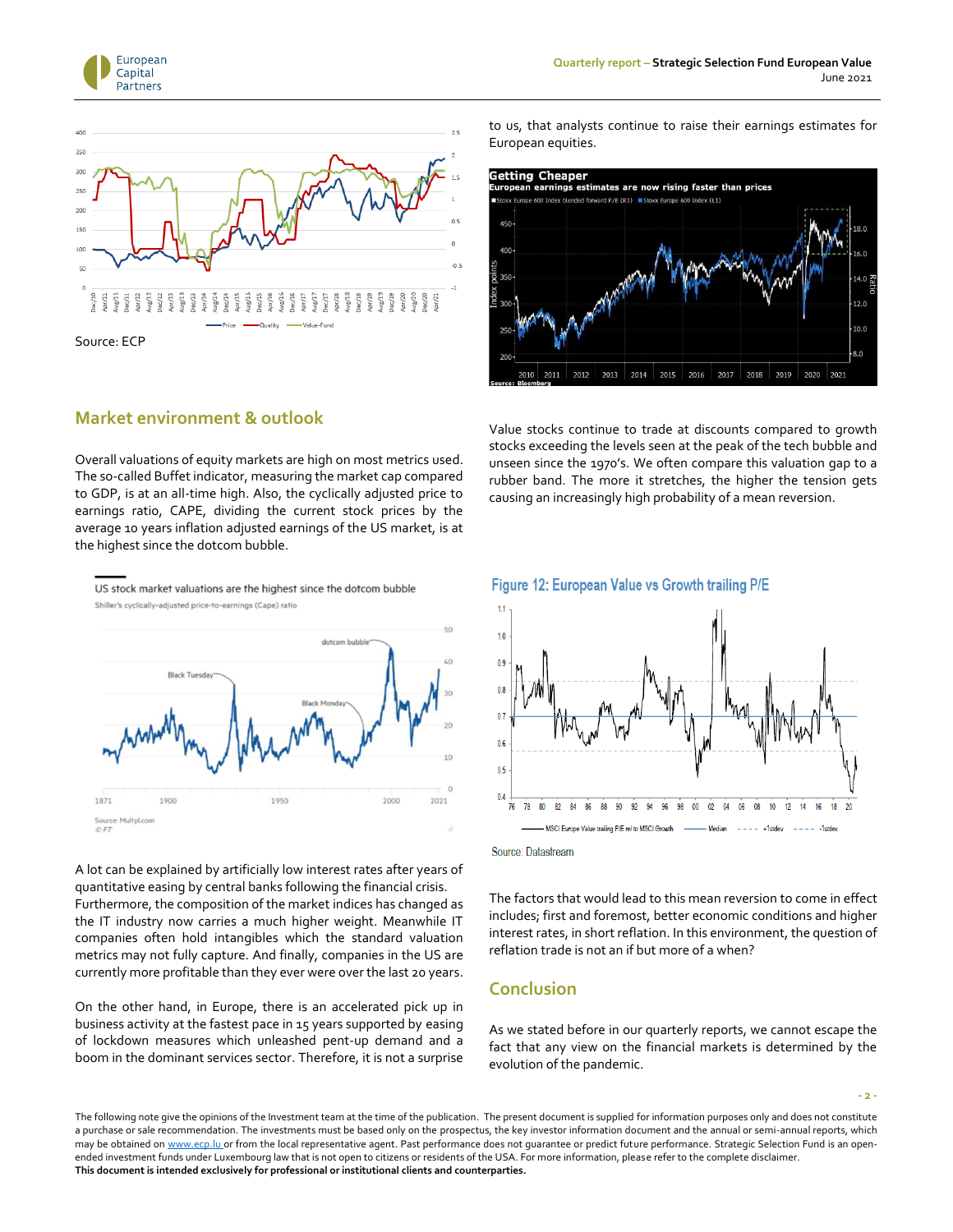Source: ECP

to us, that analysts continue to raise their earnings estimates for European equities.

## Market environment & outlook

Overall valuations of equity markets are high on most metrics used. The so-called Buffet indicator, measuring the market cap compared to GDP, is at an all-time high. Also, the cyclically adjusted price to earnings ratio, CAPE, dividing the current stock prices by the average 10 years inflation adjusted earnings of the US market, is at the highest since the dotcom bubble.

A lot can be explained by artificially low interest rates after years of quantitative easing by central banks following the financial crisis. Furthermore, the composition of the market indices has changed as the IT industry now carries a much higher weight. Meanwhile IT companies often hold intangibles which the standard valuation metrics may not fully capture. And finally, companies in the US are currently more profitable than they ever were over the last 20 years.

On the other hand, in Europe, there is an accelerated pick up in business activity at the fastest pace in 15 years supported by easing of lockdown measures which unleashed pent-up demand and a boom in the dominant services sector. Therefore, it is not a surprise

Value stocks continue to trade at discounts compared to growth stocks exceeding the levels seen at the peak of the tech bubble and unseen since the 1970's. We often compare this valuation gap to a rubber band. The more it stretches, the higher the tension gets causing an increasingly high probability of a mean reversion.

Source: Datastream

The factors that would lead to this mean reversion to come in effect includes; first and foremost, better economic conditions and higher interest rates, in short reflation. In this environment, the question of reflation trade is not an if but more of a when?

## Conclusion

As we stated before in our quarterly reports, we cannot escape the fact that any view on the financial markets is determined by the evolution of the pandemic.

The following note give the opinions of the Investment team at the time of the publication. The present document is supplied for information purposes only and does not constitute a purchase or sale recommendation. The investments must be based only on the prospectus, the key investor information document and the annual or semi-annual reports, which may be obtained on www.ecp.lu or from the local representative agent. Past performance does not guarantee or predict future performance. Strategic Selection Fund is an open-ended investment funds under Luxembourg law that is not open to citizens or residents of the USA. For more information, please refer to the complete disclaimer.
**This document is intended exclusively for professional or institutional clients and counterparties.**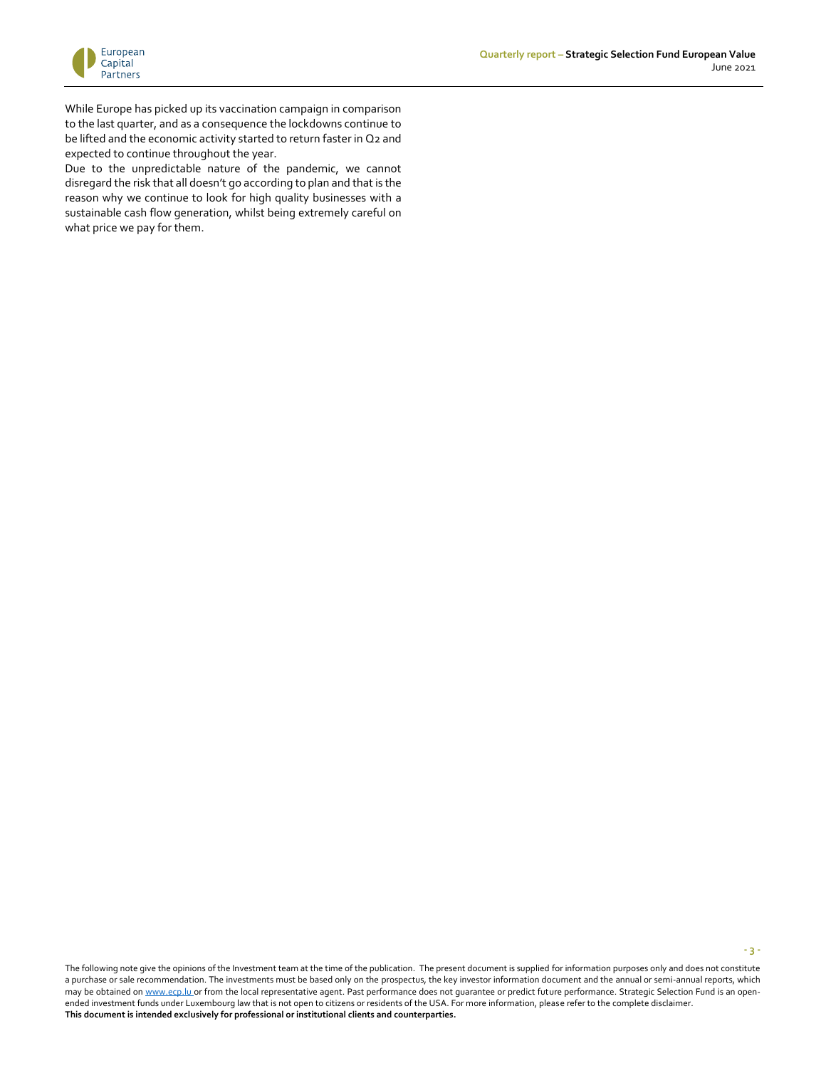While Europe has picked up its vaccination campaign in comparison to the last quarter, and as a consequence the lockdowns continue to be lifted and the economic activity started to return faster in Q2 and expected to continue throughout the year.

Due to the unpredictable nature of the pandemic, we cannot disregard the risk that all doesn't go according to plan and that is the reason why we continue to look for high quality businesses with a sustainable cash flow generation, whilst being extremely careful on what price we pay for them.

The following note give the opinions of the Investment team at the time of the publication. The present document is supplied for information purposes only and does not constitute a purchase or sale recommendation. The investments must be based only on the prospectus, the key investor information document and the annual or semi-annual reports, which may be obtained on www.ecp.lu or from the local representative agent. Past performance does not guarantee or predict future performance. Strategic Selection Fund is an open-ended investment funds under Luxembourg law that is not open to citizens or residents of the USA. For more information, please refer to the complete disclaimer.

**This document is intended exclusively for professional or institutional clients and counterparties.**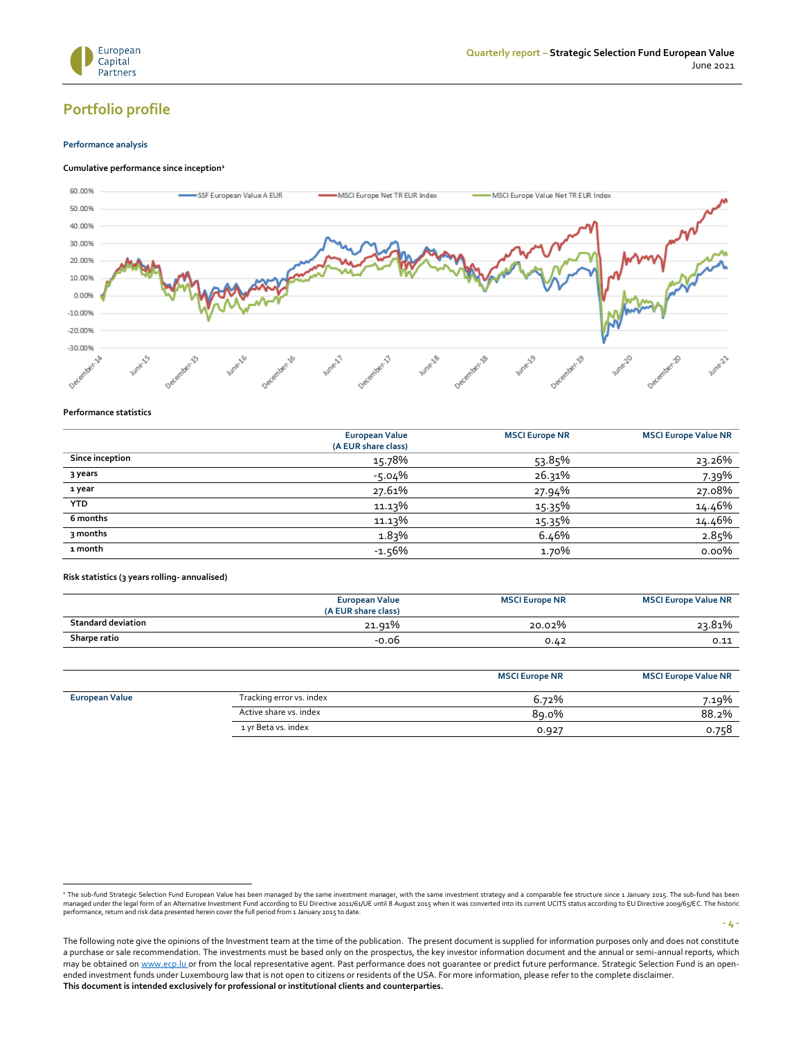## Portfolio profile

**Performance analysis**

**Cumulative performance since inception[1]**

**Performance statistics**

| | European Value (A EUR share class) | MSCI Europe NR | MSCI Europe Value NR |
|---|---|---|---|
| Since inception | 15.78% | 53.85% | 23.26% |
| 3 years | -5.04% | 26.31% | 7.39% |
| 1 year | 27.61% | 27.94% | 27.08% |
| YTD | 11.13% | 15.35% | 14.46% |
| 6 months | 11.13% | 15.35% | 14.46% |
| 3 months | 1.83% | 6.46% | 2.85% |
| 1 month | -1.56% | 1.70% | 0.00% |

**Risk statistics (3 years rolling- annualised)**

| | European Value (A EUR share class) | MSCI Europe NR | MSCI Europe Value NR |
|---|---|---|---|
| Standard deviation | 21.91% | 20.02% | 23.81% |
| Sharpe ratio | -0.06 | 0.42 | 0.11 |

| | | MSCI Europe NR | MSCI Europe Value NR |
|---|---|---|---|
| European Value | Tracking error vs. index | 6.72% | 7.19% |
| | Active share vs. index | 89.0% | 88.2% |
| | 1 yr Beta vs. index | 0.927 | 0.758 |

[1] The sub-fund Strategic Selection Fund European Value has been managed by the same investment manager, with the same investment strategy and a comparable fee structure since 1 January 2015. The sub-fund has been managed under the legal form of an Alternative Investment Fund according to EU Directive 2011/61/UE until 8 August 2015 when it was converted into its current UCITS status according to EU Directive 2009/65/EC. The historic performance, return and risk data presented herein cover the full period from 1 January 2015 to date.

The following note give the opinions of the Investment team at the time of the publication. The present document is supplied for information purposes only and does not constitute a purchase or sale recommendation. The investments must be based only on the prospectus, the key investor information document and the annual or semi-annual reports, which may be obtained on www.ecp.lu or from the local representative agent. Past performance does not guarantee or predict future performance. Strategic Selection Fund is an open-ended investment funds under Luxembourg law that is not open to citizens or residents of the USA. For more information, please refer to the complete disclaimer.
**This document is intended exclusively for professional or institutional clients and counterparties.**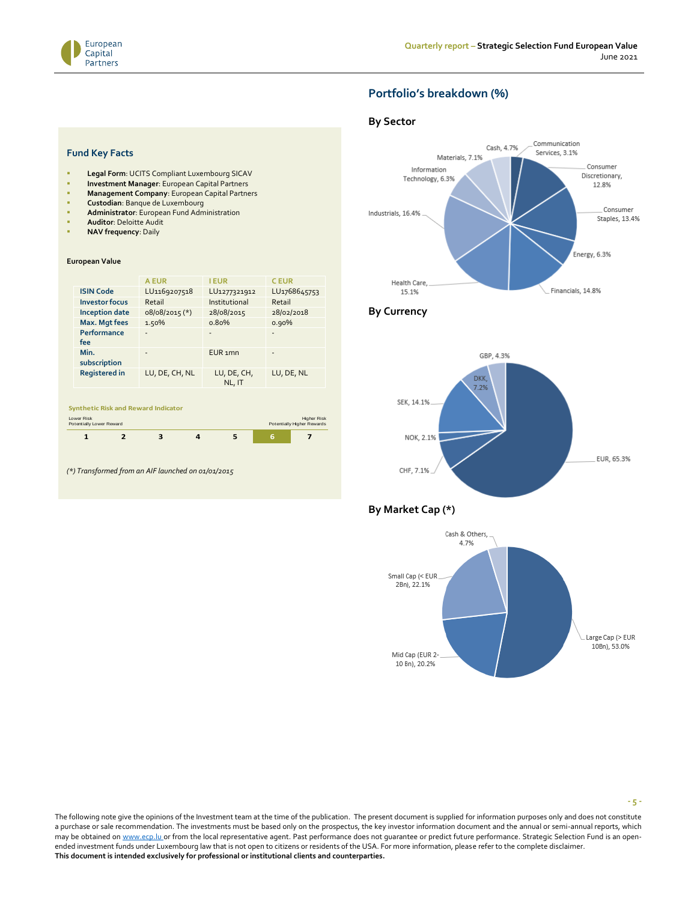## Fund Key Facts

- **Legal Form**: UCITS Compliant Luxembourg SICAV
- **Investment Manager**: European Capital Partners
- **Management Company**: European Capital Partners
- **Custodian**: Banque de Luxembourg
- **Administrator**: European Fund Administration
- **Auditor**: Deloitte Audit
- **NAV frequency**: Daily

**European Value**

| | A EUR | I EUR | C EUR |
|---|---|---|---|
| **ISIN Code** | LU1169207518 | LU1277321912 | LU1768645753 |
| **Investor focus** | Retail | Institutional | Retail |
| **Inception date** | 08/08/2015 (*) | 28/08/2015 | 28/02/2018 |
| **Max. Mgt fees** | 1.50% | 0.80% | 0.90% |
| **Performance fee** | - | - | - |
| **Min. subscription** | - | EUR 1mn | - |
| **Registered in** | LU, DE, CH, NL | LU, DE, CH, NL, IT | LU, DE, NL |

**Synthetic Risk and Reward Indicator**

Lower Risk
Potentially Lower Reward

Higher Risk
Potentially Higher Rewards

| 1 | 2 | 3 | 4 | 5 | **6** | 7 |
|---|---|---|---|---|---|---|

*(*) Transformed from an AIF launched on 01/01/2015*

## Portfolio's breakdown (%)

### By Sector

- Communication Services, 3.1%
- Consumer Discretionary, 12.8%
- Consumer Staples, 13.4%
- Energy, 6.3%
- Financials, 14.8%
- Health Care, 15.1%
- Industrials, 16.4%
- Information Technology, 6.3%
- Materials, 7.1%
- Cash, 4.7%

### By Currency

- EUR, 65.3%
- CHF, 7.1%
- NOK, 2.1%
- SEK, 14.1%
- DKK, 7.2%
- GBP, 4.3%

### By Market Cap (*)

- Large Cap (> EUR 10Bn), 53.0%
- Mid Cap (EUR 2-10 Bn), 20.2%
- Small Cap (< EUR 2Bn), 22.1%
- Cash & Others, 4.7%

The following note give the opinions of the Investment team at the time of the publication. The present document is supplied for information purposes only and does not constitute a purchase or sale recommendation. The investments must be based only on the prospectus, the key investor information document and the annual or semi-annual reports, which may be obtained on www.ecp.lu or from the local representative agent. Past performance does not guarantee or predict future performance. Strategic Selection Fund is an open-ended investment funds under Luxembourg law that is not open to citizens or residents of the USA. For more information, please refer to the complete disclaimer.
**This document is intended exclusively for professional or institutional clients and counterparties.**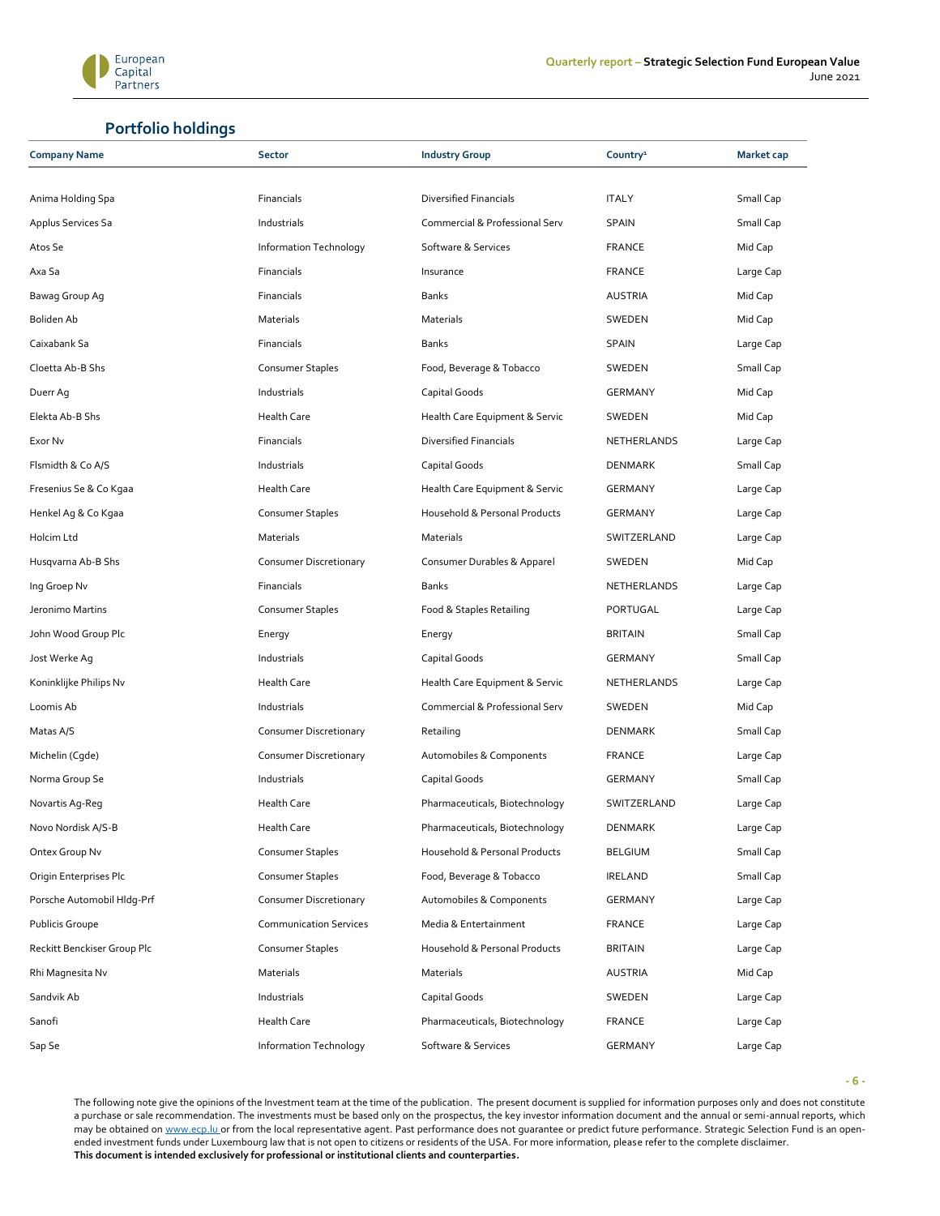## Portfolio holdings

| Company Name | Sector | Industry Group | Country[1] | Market cap |
|---|---|---|---|---|
| Anima Holding Spa | Financials | Diversified Financials | ITALY | Small Cap |
| Applus Services Sa | Industrials | Commercial & Professional Serv | SPAIN | Small Cap |
| Atos Se | Information Technology | Software & Services | FRANCE | Mid Cap |
| Axa Sa | Financials | Insurance | FRANCE | Large Cap |
| Bawag Group Ag | Financials | Banks | AUSTRIA | Mid Cap |
| Boliden Ab | Materials | Materials | SWEDEN | Mid Cap |
| Caixabank Sa | Financials | Banks | SPAIN | Large Cap |
| Cloetta Ab-B Shs | Consumer Staples | Food, Beverage & Tobacco | SWEDEN | Small Cap |
| Duerr Ag | Industrials | Capital Goods | GERMANY | Mid Cap |
| Elekta Ab-B Shs | Health Care | Health Care Equipment & Servic | SWEDEN | Mid Cap |
| Exor Nv | Financials | Diversified Financials | NETHERLANDS | Large Cap |
| Flsmidth & Co A/S | Industrials | Capital Goods | DENMARK | Small Cap |
| Fresenius Se & Co Kgaa | Health Care | Health Care Equipment & Servic | GERMANY | Large Cap |
| Henkel Ag & Co Kgaa | Consumer Staples | Household & Personal Products | GERMANY | Large Cap |
| Holcim Ltd | Materials | Materials | SWITZERLAND | Large Cap |
| Husqvarna Ab-B Shs | Consumer Discretionary | Consumer Durables & Apparel | SWEDEN | Mid Cap |
| Ing Groep Nv | Financials | Banks | NETHERLANDS | Large Cap |
| Jeronimo Martins | Consumer Staples | Food & Staples Retailing | PORTUGAL | Large Cap |
| John Wood Group Plc | Energy | Energy | BRITAIN | Small Cap |
| Jost Werke Ag | Industrials | Capital Goods | GERMANY | Small Cap |
| Koninklijke Philips Nv | Health Care | Health Care Equipment & Servic | NETHERLANDS | Large Cap |
| Loomis Ab | Industrials | Commercial & Professional Serv | SWEDEN | Mid Cap |
| Matas A/S | Consumer Discretionary | Retailing | DENMARK | Small Cap |
| Michelin (Cgde) | Consumer Discretionary | Automobiles & Components | FRANCE | Large Cap |
| Norma Group Se | Industrials | Capital Goods | GERMANY | Small Cap |
| Novartis Ag-Reg | Health Care | Pharmaceuticals, Biotechnology | SWITZERLAND | Large Cap |
| Novo Nordisk A/S-B | Health Care | Pharmaceuticals, Biotechnology | DENMARK | Large Cap |
| Ontex Group Nv | Consumer Staples | Household & Personal Products | BELGIUM | Small Cap |
| Origin Enterprises Plc | Consumer Staples | Food, Beverage & Tobacco | IRELAND | Small Cap |
| Porsche Automobil Hldg-Prf | Consumer Discretionary | Automobiles & Components | GERMANY | Large Cap |
| Publicis Groupe | Communication Services | Media & Entertainment | FRANCE | Large Cap |
| Reckitt Benckiser Group Plc | Consumer Staples | Household & Personal Products | BRITAIN | Large Cap |
| Rhi Magnesita Nv | Materials | Materials | AUSTRIA | Mid Cap |
| Sandvik Ab | Industrials | Capital Goods | SWEDEN | Large Cap |
| Sanofi | Health Care | Pharmaceuticals, Biotechnology | FRANCE | Large Cap |
| Sap Se | Information Technology | Software & Services | GERMANY | Large Cap |

The following note give the opinions of the Investment team at the time of the publication. The present document is supplied for information purposes only and does not constitute a purchase or sale recommendation. The investments must be based only on the prospectus, the key investor information document and the annual or semi-annual reports, which may be obtained on www.ecp.lu or from the local representative agent. Past performance does not guarantee or predict future performance. Strategic Selection Fund is an open-ended investment funds under Luxembourg law that is not open to citizens or residents of the USA. For more information, please refer to the complete disclaimer.
**This document is intended exclusively for professional or institutional clients and counterparties.**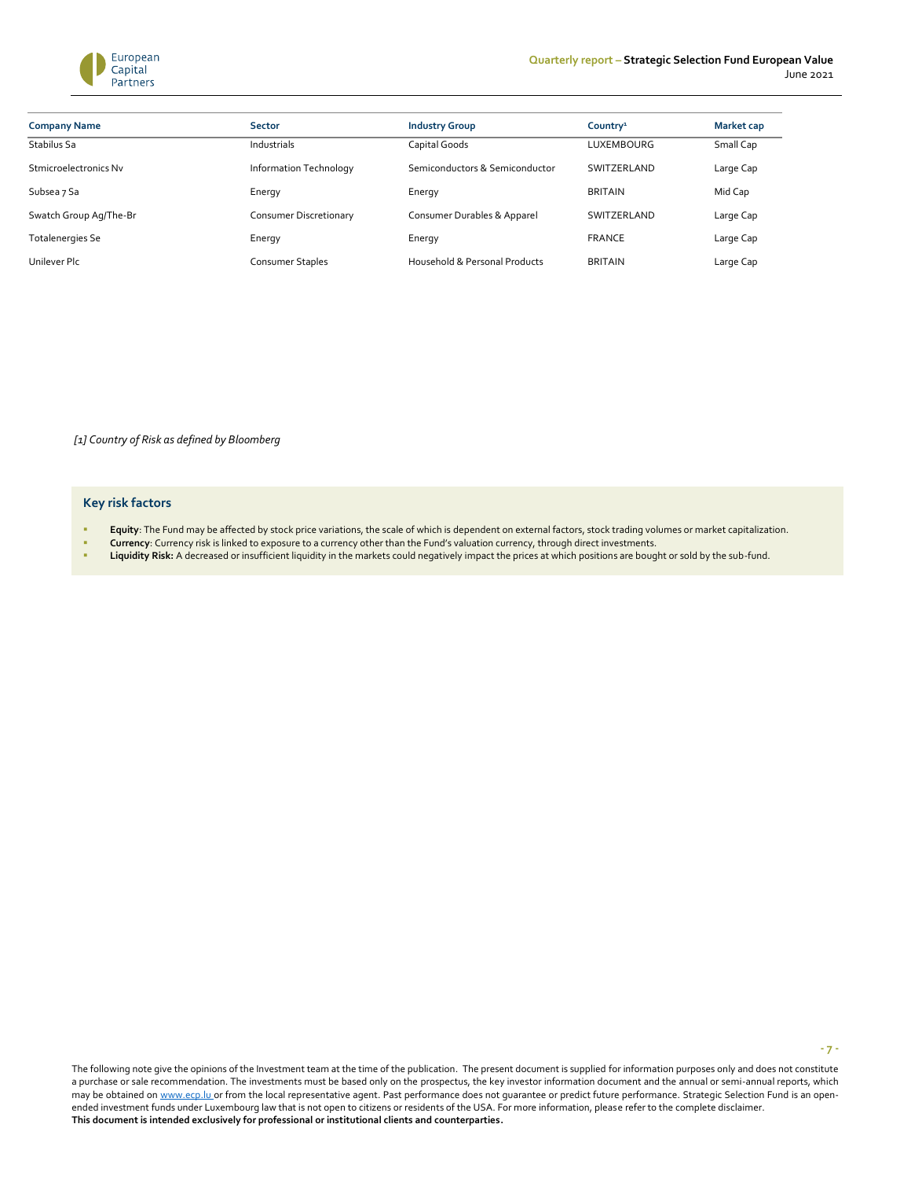| Company Name | Sector | Industry Group | Country[1] | Market cap |
|---|---|---|---|---|
| Stabilus Sa | Industrials | Capital Goods | LUXEMBOURG | Small Cap |
| Stmicroelectronics Nv | Information Technology | Semiconductors & Semiconductor | SWITZERLAND | Large Cap |
| Subsea 7 Sa | Energy | Energy | BRITAIN | Mid Cap |
| Swatch Group Ag/The-Br | Consumer Discretionary | Consumer Durables & Apparel | SWITZERLAND | Large Cap |
| Totalenergies Se | Energy | Energy | FRANCE | Large Cap |
| Unilever Plc | Consumer Staples | Household & Personal Products | BRITAIN | Large Cap |

*[1] Country of Risk as defined by Bloomberg*

## Key risk factors

- **Equity**: The Fund may be affected by stock price variations, the scale of which is dependent on external factors, stock trading volumes or market capitalization.
- **Currency**: Currency risk is linked to exposure to a currency other than the Fund's valuation currency, through direct investments.
- **Liquidity Risk:** A decreased or insufficient liquidity in the markets could negatively impact the prices at which positions are bought or sold by the sub-fund.

The following note give the opinions of the Investment team at the time of the publication. The present document is supplied for information purposes only and does not constitute a purchase or sale recommendation. The investments must be based only on the prospectus, the key investor information document and the annual or semi-annual reports, which may be obtained on www.ecp.lu or from the local representative agent. Past performance does not guarantee or predict future performance. Strategic Selection Fund is an open-ended investment funds under Luxembourg law that is not open to citizens or residents of the USA. For more information, please refer to the complete disclaimer.
**This document is intended exclusively for professional or institutional clients and counterparties.**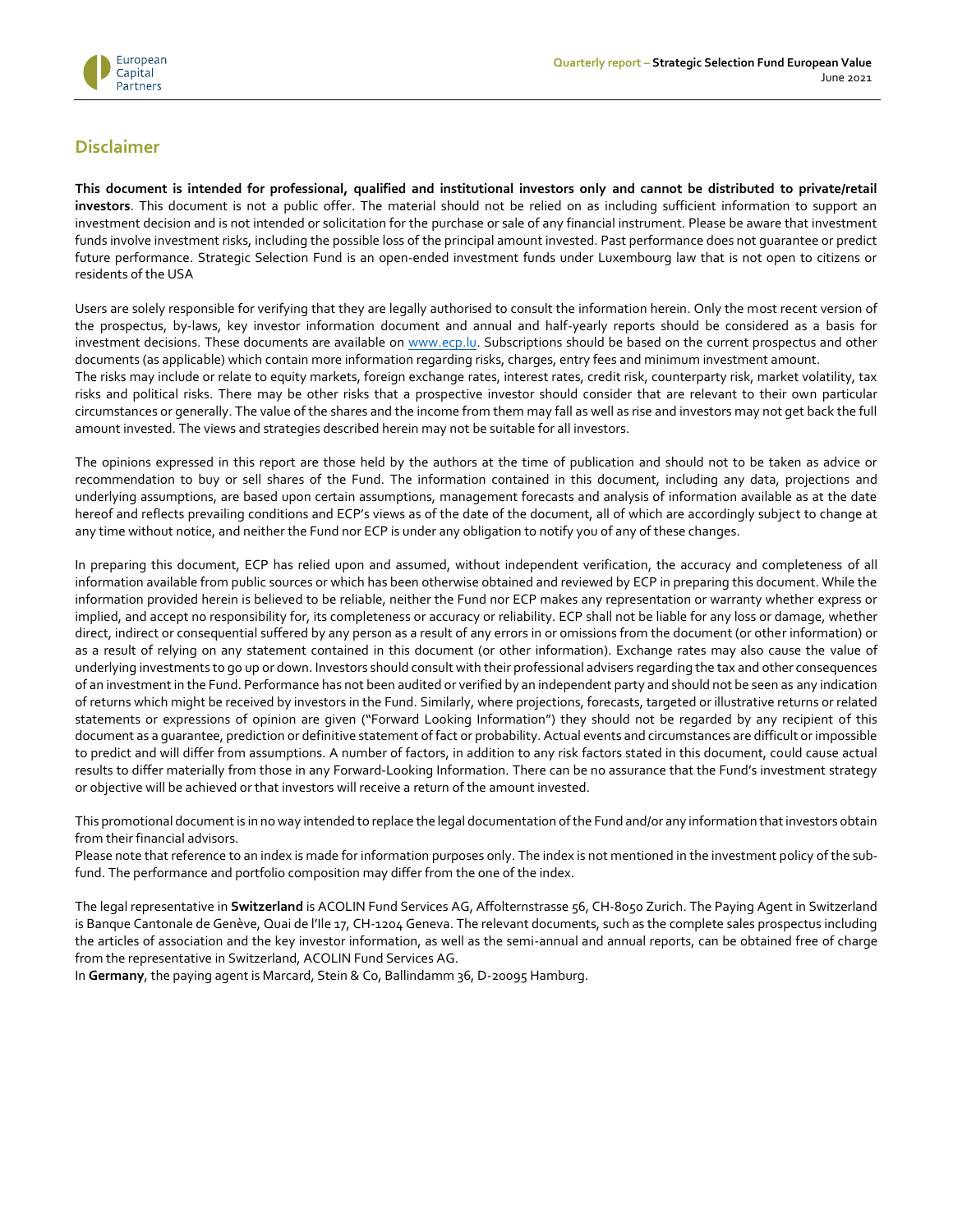## Disclaimer

**This document is intended for professional, qualified and institutional investors only and cannot be distributed to private/retail investors**. This document is not a public offer. The material should not be relied on as including sufficient information to support an investment decision and is not intended or solicitation for the purchase or sale of any financial instrument. Please be aware that investment funds involve investment risks, including the possible loss of the principal amount invested. Past performance does not guarantee or predict future performance. Strategic Selection Fund is an open-ended investment funds under Luxembourg law that is not open to citizens or residents of the USA

Users are solely responsible for verifying that they are legally authorised to consult the information herein. Only the most recent version of the prospectus, by-laws, key investor information document and annual and half-yearly reports should be considered as a basis for investment decisions. These documents are available on www.ecp.lu. Subscriptions should be based on the current prospectus and other documents (as applicable) which contain more information regarding risks, charges, entry fees and minimum investment amount.
The risks may include or relate to equity markets, foreign exchange rates, interest rates, credit risk, counterparty risk, market volatility, tax risks and political risks. There may be other risks that a prospective investor should consider that are relevant to their own particular circumstances or generally. The value of the shares and the income from them may fall as well as rise and investors may not get back the full amount invested. The views and strategies described herein may not be suitable for all investors.

The opinions expressed in this report are those held by the authors at the time of publication and should not to be taken as advice or recommendation to buy or sell shares of the Fund. The information contained in this document, including any data, projections and underlying assumptions, are based upon certain assumptions, management forecasts and analysis of information available as at the date hereof and reflects prevailing conditions and ECP's views as of the date of the document, all of which are accordingly subject to change at any time without notice, and neither the Fund nor ECP is under any obligation to notify you of any of these changes.

In preparing this document, ECP has relied upon and assumed, without independent verification, the accuracy and completeness of all information available from public sources or which has been otherwise obtained and reviewed by ECP in preparing this document. While the information provided herein is believed to be reliable, neither the Fund nor ECP makes any representation or warranty whether express or implied, and accept no responsibility for, its completeness or accuracy or reliability. ECP shall not be liable for any loss or damage, whether direct, indirect or consequential suffered by any person as a result of any errors in or omissions from the document (or other information) or as a result of relying on any statement contained in this document (or other information). Exchange rates may also cause the value of underlying investments to go up or down. Investors should consult with their professional advisers regarding the tax and other consequences of an investment in the Fund. Performance has not been audited or verified by an independent party and should not be seen as any indication of returns which might be received by investors in the Fund. Similarly, where projections, forecasts, targeted or illustrative returns or related statements or expressions of opinion are given ("Forward Looking Information") they should not be regarded by any recipient of this document as a guarantee, prediction or definitive statement of fact or probability. Actual events and circumstances are difficult or impossible to predict and will differ from assumptions. A number of factors, in addition to any risk factors stated in this document, could cause actual results to differ materially from those in any Forward-Looking Information. There can be no assurance that the Fund's investment strategy or objective will be achieved or that investors will receive a return of the amount invested.

This promotional document is in no way intended to replace the legal documentation of the Fund and/or any information that investors obtain from their financial advisors.
Please note that reference to an index is made for information purposes only. The index is not mentioned in the investment policy of the sub-fund. The performance and portfolio composition may differ from the one of the index.

The legal representative in **Switzerland** is ACOLIN Fund Services AG, Affolternstrasse 56, CH-8050 Zurich. The Paying Agent in Switzerland is Banque Cantonale de Genève, Quai de l'Ile 17, CH-1204 Geneva. The relevant documents, such as the complete sales prospectus including the articles of association and the key investor information, as well as the semi-annual and annual reports, can be obtained free of charge from the representative in Switzerland, ACOLIN Fund Services AG.
In **Germany**, the paying agent is Marcard, Stein & Co, Ballindamm 36, D-20095 Hamburg.